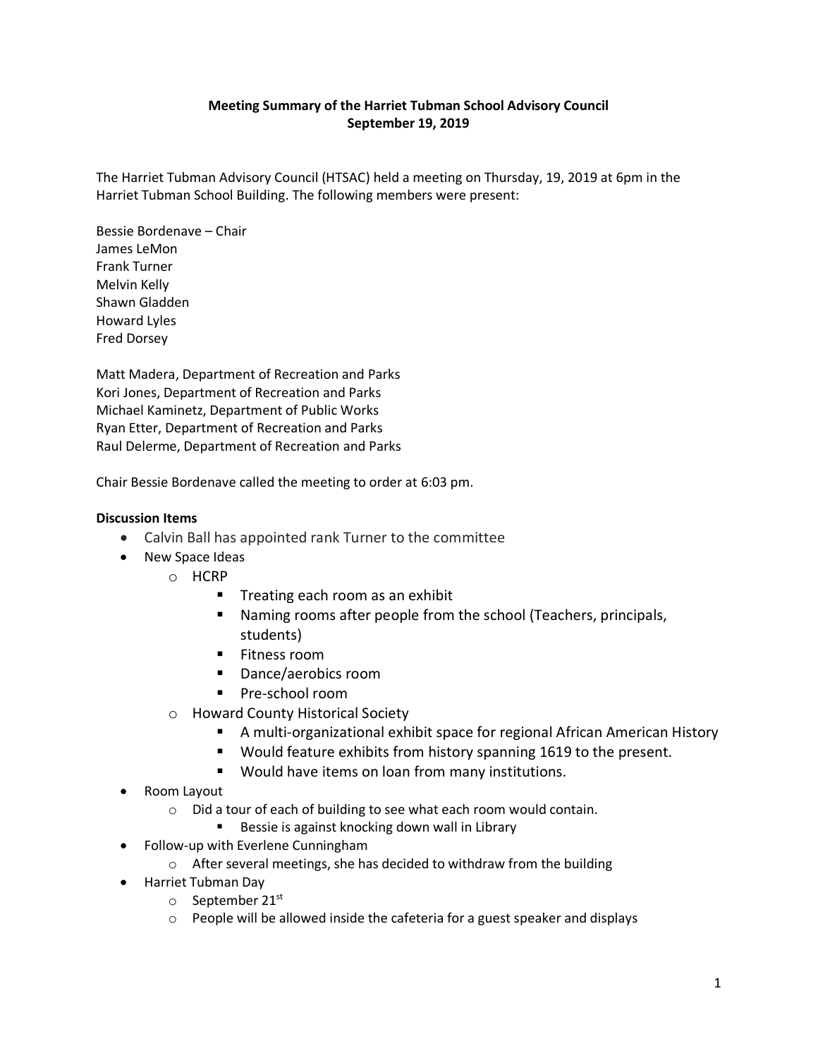**Meeting Summary of the Harriet Tubman School Advisory Council**
**September 19, 2019**

The Harriet Tubman Advisory Council (HTSAC) held a meeting on Thursday, 19, 2019 at 6pm in the Harriet Tubman School Building. The following members were present:

Bessie Bordenave – Chair
James LeMon
Frank Turner
Melvin Kelly
Shawn Gladden
Howard Lyles
Fred Dorsey

Matt Madera, Department of Recreation and Parks
Kori Jones, Department of Recreation and Parks
Michael Kaminetz, Department of Public Works
Ryan Etter, Department of Recreation and Parks
Raul Delerme, Department of Recreation and Parks

Chair Bessie Bordenave called the meeting to order at 6:03 pm.

**Discussion Items**

- Calvin Ball has appointed rank Turner to the committee
- New Space Ideas
  - HCRP
    - Treating each room as an exhibit
    - Naming rooms after people from the school (Teachers, principals, students)
    - Fitness room
    - Dance/aerobics room
    - Pre-school room
  - Howard County Historical Society
    - A multi-organizational exhibit space for regional African American History
    - Would feature exhibits from history spanning 1619 to the present.
    - Would have items on loan from many institutions.
- Room Layout
  - Did a tour of each of building to see what each room would contain.
    - Bessie is against knocking down wall in Library
- Follow-up with Everlene Cunningham
  - After several meetings, she has decided to withdraw from the building
- Harriet Tubman Day
  - September 21st
  - People will be allowed inside the cafeteria for a guest speaker and displays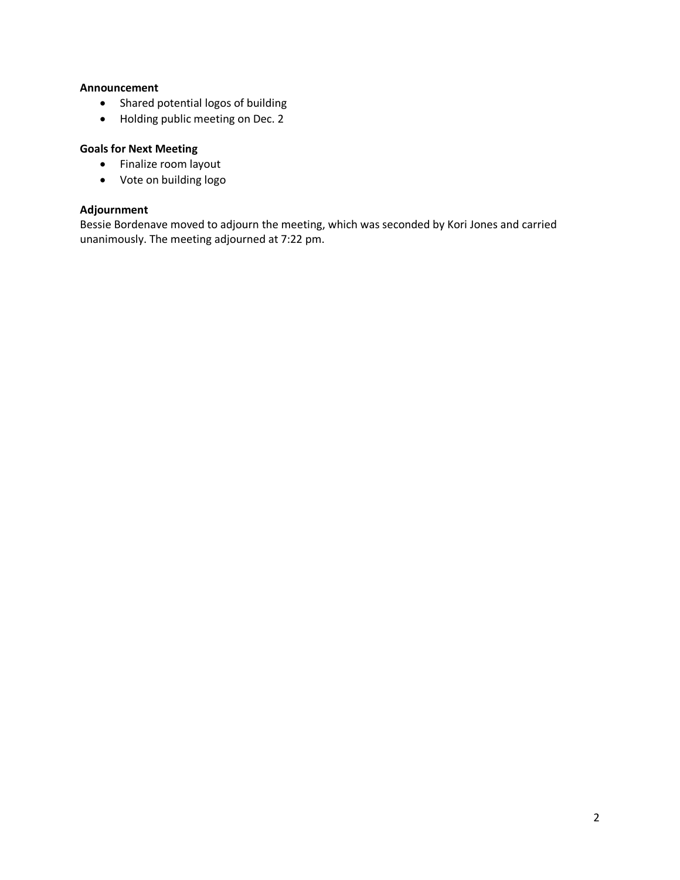**Announcement**

- Shared potential logos of building
- Holding public meeting on Dec. 2

**Goals for Next Meeting**

- Finalize room layout
- Vote on building logo

**Adjournment**

Bessie Bordenave moved to adjourn the meeting, which was seconded by Kori Jones and carried unanimously. The meeting adjourned at 7:22 pm.